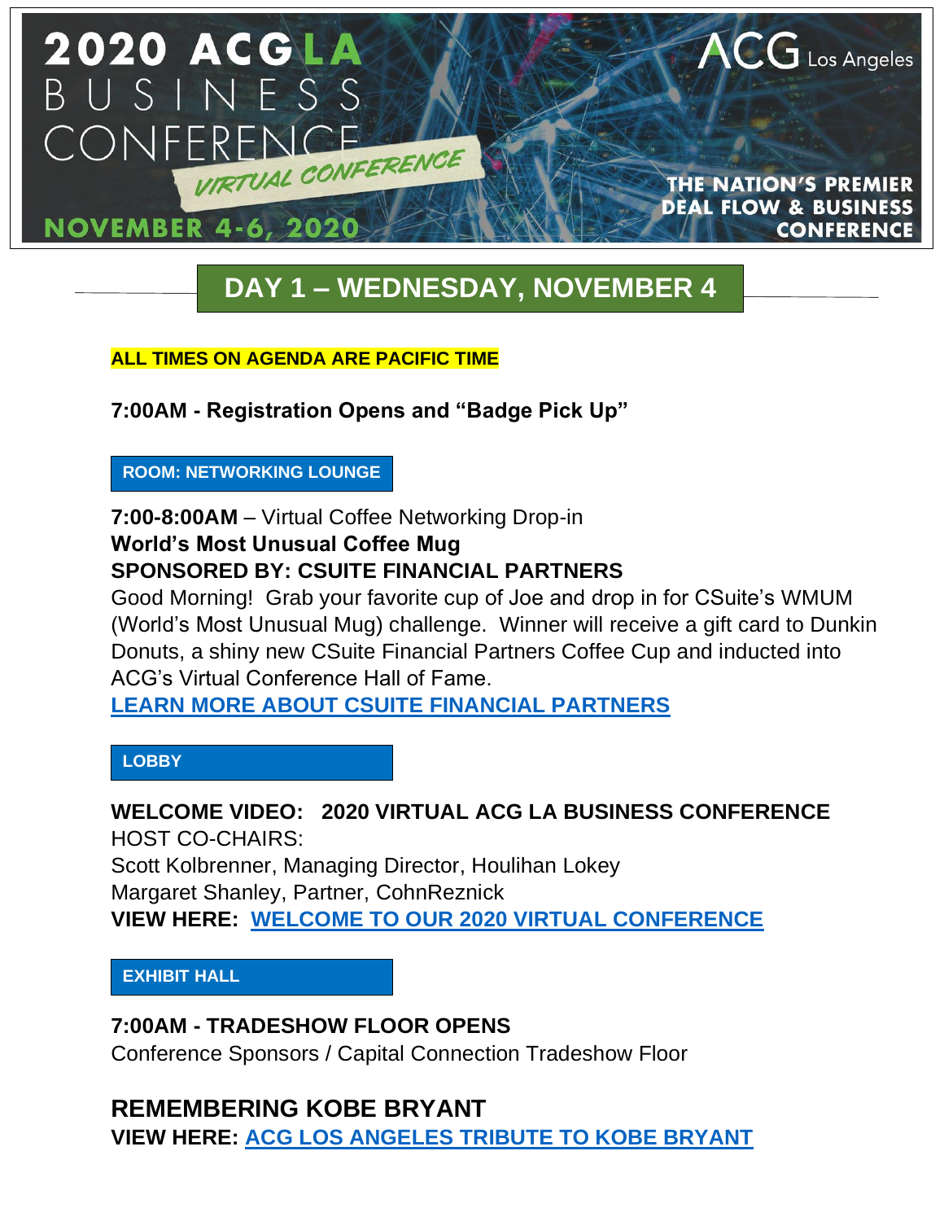# 2020 ACG LA BUSINESS CONFERENCE

VIRTUAL CONFERENCE

NOVEMBER 4-6, 2020

ACG Los Angeles

THE NATION'S PREMIER DEAL FLOW & BUSINESS CONFERENCE

## DAY 1 – WEDNESDAY, NOVEMBER 4

**ALL TIMES ON AGENDA ARE PACIFIC TIME**

### 7:00AM - Registration Opens and "Badge Pick Up"

**ROOM: NETWORKING LOUNGE**

**7:00-8:00AM** – Virtual Coffee Networking Drop-in
**World's Most Unusual Coffee Mug**
**SPONSORED BY: CSUITE FINANCIAL PARTNERS**
Good Morning! Grab your favorite cup of Joe and drop in for CSuite's WMUM (World's Most Unusual Mug) challenge. Winner will receive a gift card to Dunkin Donuts, a shiny new CSuite Financial Partners Coffee Cup and inducted into ACG's Virtual Conference Hall of Fame.
**LEARN MORE ABOUT CSUITE FINANCIAL PARTNERS**

**LOBBY**

**WELCOME VIDEO: 2020 VIRTUAL ACG LA BUSINESS CONFERENCE**
HOST CO-CHAIRS:
Scott Kolbrenner, Managing Director, Houlihan Lokey
Margaret Shanley, Partner, CohnReznick
**VIEW HERE: WELCOME TO OUR 2020 VIRTUAL CONFERENCE**

**EXHIBIT HALL**

**7:00AM - TRADESHOW FLOOR OPENS**
Conference Sponsors / Capital Connection Tradeshow Floor

## REMEMBERING KOBE BRYANT

**VIEW HERE: ACG LOS ANGELES TRIBUTE TO KOBE BRYANT**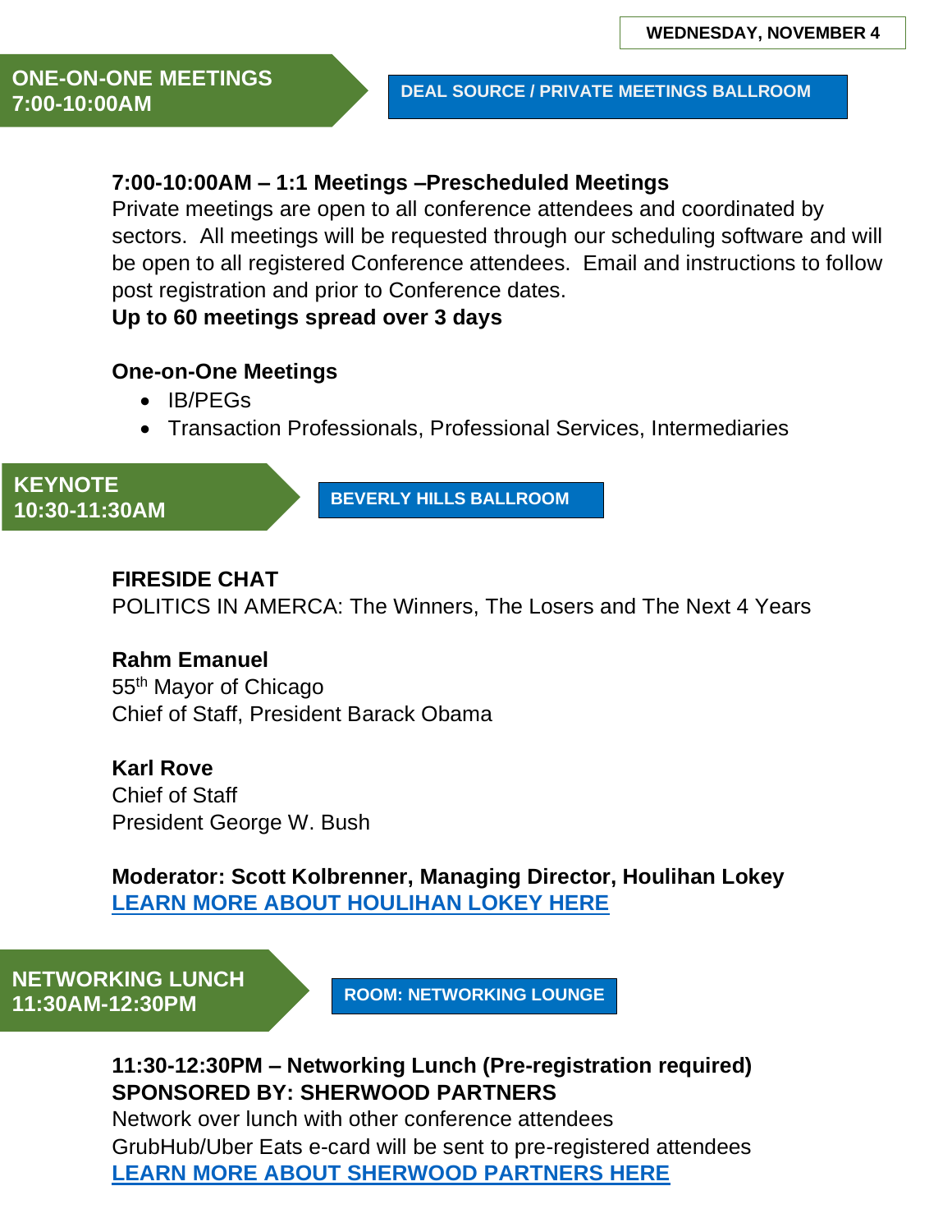**WEDNESDAY, NOVEMBER 4**

## ONE-ON-ONE MEETINGS 7:00-10:00AM

**DEAL SOURCE / PRIVATE MEETINGS BALLROOM**

**7:00-10:00AM – 1:1 Meetings –Prescheduled Meetings**

Private meetings are open to all conference attendees and coordinated by sectors. All meetings will be requested through our scheduling software and will be open to all registered Conference attendees. Email and instructions to follow post registration and prior to Conference dates.

**Up to 60 meetings spread over 3 days**

**One-on-One Meetings**

- IB/PEGs
- Transaction Professionals, Professional Services, Intermediaries

## KEYNOTE 10:30-11:30AM

**BEVERLY HILLS BALLROOM**

**FIRESIDE CHAT**

POLITICS IN AMERCA: The Winners, The Losers and The Next 4 Years

**Rahm Emanuel**
55th Mayor of Chicago
Chief of Staff, President Barack Obama

**Karl Rove**
Chief of Staff
President George W. Bush

**Moderator: Scott Kolbrenner, Managing Director, Houlihan Lokey**
LEARN MORE ABOUT HOULIHAN LOKEY HERE

## NETWORKING LUNCH 11:30AM-12:30PM

**ROOM: NETWORKING LOUNGE**

**11:30-12:30PM – Networking Lunch (Pre-registration required)**
**SPONSORED BY: SHERWOOD PARTNERS**
Network over lunch with other conference attendees
GrubHub/Uber Eats e-card will be sent to pre-registered attendees
LEARN MORE ABOUT SHERWOOD PARTNERS HERE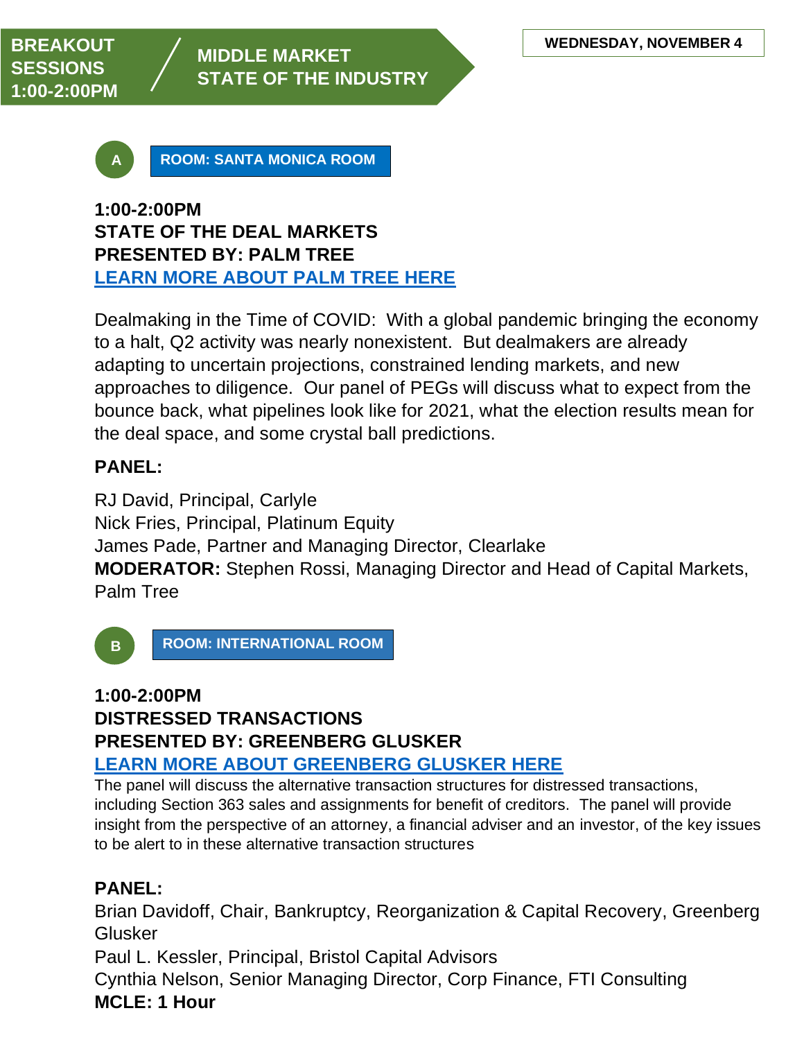**BREAKOUT SESSIONS 1:00-2:00PM** / **MIDDLE MARKET STATE OF THE INDUSTRY**

**WEDNESDAY, NOVEMBER 4**

**A** — **ROOM: SANTA MONICA ROOM**

### 1:00-2:00PM
### STATE OF THE DEAL MARKETS
### PRESENTED BY: PALM TREE

**LEARN MORE ABOUT PALM TREE HERE**

Dealmaking in the Time of COVID: With a global pandemic bringing the economy to a halt, Q2 activity was nearly nonexistent. But dealmakers are already adapting to uncertain projections, constrained lending markets, and new approaches to diligence. Our panel of PEGs will discuss what to expect from the bounce back, what pipelines look like for 2021, what the election results mean for the deal space, and some crystal ball predictions.

**PANEL:**

RJ David, Principal, Carlyle
Nick Fries, Principal, Platinum Equity
James Pade, Partner and Managing Director, Clearlake
**MODERATOR:** Stephen Rossi, Managing Director and Head of Capital Markets, Palm Tree

**B** — **ROOM: INTERNATIONAL ROOM**

### 1:00-2:00PM
### DISTRESSED TRANSACTIONS
### PRESENTED BY: GREENBERG GLUSKER

**LEARN MORE ABOUT GREENBERG GLUSKER HERE**

The panel will discuss the alternative transaction structures for distressed transactions, including Section 363 sales and assignments for benefit of creditors. The panel will provide insight from the perspective of an attorney, a financial adviser and an investor, of the key issues to be alert to in these alternative transaction structures

**PANEL:**

Brian Davidoff, Chair, Bankruptcy, Reorganization & Capital Recovery, Greenberg Glusker
Paul L. Kessler, Principal, Bristol Capital Advisors
Cynthia Nelson, Senior Managing Director, Corp Finance, FTI Consulting
**MCLE: 1 Hour**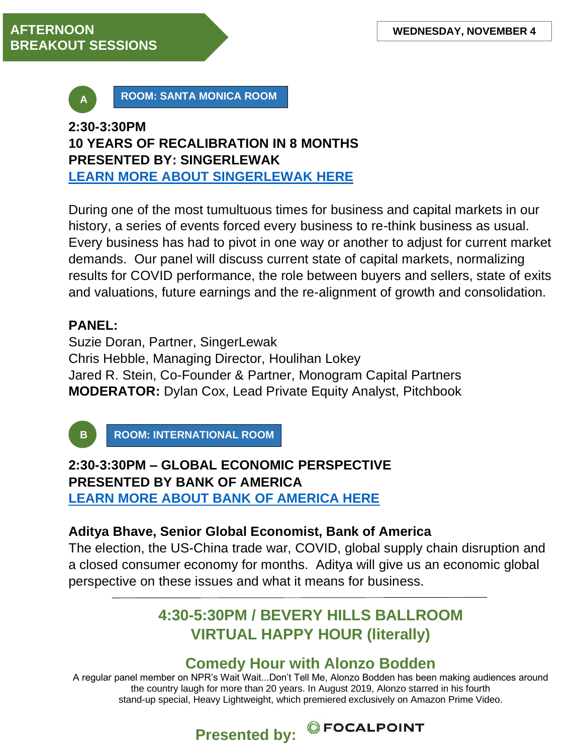# AFTERNOON BREAKOUT SESSIONS

**WEDNESDAY, NOVEMBER 4**

**A** — **ROOM: SANTA MONICA ROOM**

### 2:30-3:30PM
### 10 YEARS OF RECALIBRATION IN 8 MONTHS
### PRESENTED BY: SINGERLEWAK

**LEARN MORE ABOUT SINGERLEWAK HERE**

During one of the most tumultuous times for business and capital markets in our history, a series of events forced every business to re-think business as usual. Every business has had to pivot in one way or another to adjust for current market demands. Our panel will discuss current state of capital markets, normalizing results for COVID performance, the role between buyers and sellers, state of exits and valuations, future earnings and the re-alignment of growth and consolidation.

**PANEL:**
Suzie Doran, Partner, SingerLewak
Chris Hebble, Managing Director, Houlihan Lokey
Jared R. Stein, Co-Founder & Partner, Monogram Capital Partners
**MODERATOR:** Dylan Cox, Lead Private Equity Analyst, Pitchbook

**B** — **ROOM: INTERNATIONAL ROOM**

### 2:30-3:30PM – GLOBAL ECONOMIC PERSPECTIVE
### PRESENTED BY BANK OF AMERICA

**LEARN MORE ABOUT BANK OF AMERICA HERE**

**Aditya Bhave, Senior Global Economist, Bank of America**
The election, the US-China trade war, COVID, global supply chain disruption and a closed consumer economy for months. Aditya will give us an economic global perspective on these issues and what it means for business.

---

## 4:30-5:30PM / BEVERY HILLS BALLROOM
## VIRTUAL HAPPY HOUR (literally)

## Comedy Hour with Alonzo Bodden

A regular panel member on NPR's Wait Wait...Don't Tell Me, Alonzo Bodden has been making audiences around the country laugh for more than 20 years. In August 2019, Alonzo starred in his fourth stand-up special, Heavy Lightweight, which premiered exclusively on Amazon Prime Video.

**Presented by:** FOCALPOINT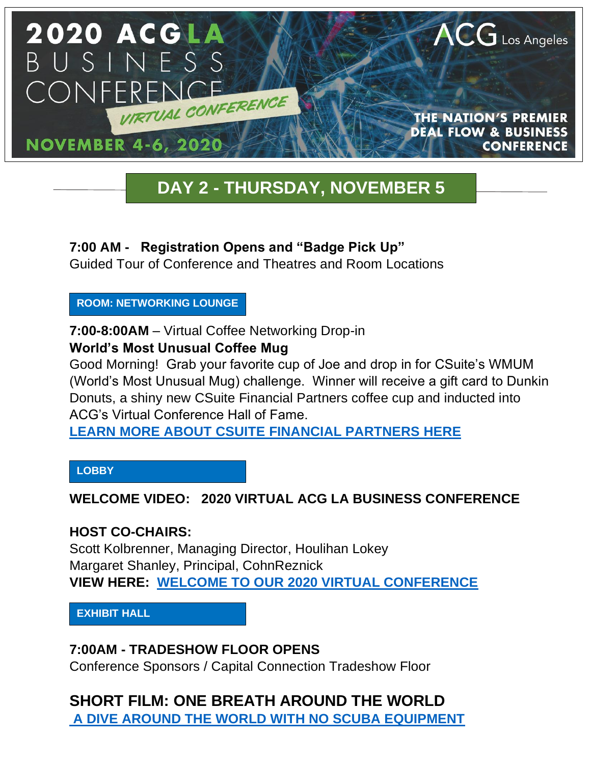# 2020 ACG LA BUSINESS CONFERENCE

VIRTUAL CONFERENCE

NOVEMBER 4-6, 2020

ACG Los Angeles

THE NATION'S PREMIER DEAL FLOW & BUSINESS CONFERENCE

## DAY 2 - THURSDAY, NOVEMBER 5

**7:00 AM - Registration Opens and "Badge Pick Up"**
Guided Tour of Conference and Theatres and Room Locations

**ROOM: NETWORKING LOUNGE**

**7:00-8:00AM** – Virtual Coffee Networking Drop-in
**World's Most Unusual Coffee Mug**
Good Morning! Grab your favorite cup of Joe and drop in for CSuite's WMUM (World's Most Unusual Mug) challenge. Winner will receive a gift card to Dunkin Donuts, a shiny new CSuite Financial Partners coffee cup and inducted into ACG's Virtual Conference Hall of Fame.
**LEARN MORE ABOUT CSUITE FINANCIAL PARTNERS HERE**

**LOBBY**

**WELCOME VIDEO: 2020 VIRTUAL ACG LA BUSINESS CONFERENCE**

**HOST CO-CHAIRS:**
Scott Kolbrenner, Managing Director, Houlihan Lokey
Margaret Shanley, Principal, CohnReznick
**VIEW HERE: WELCOME TO OUR 2020 VIRTUAL CONFERENCE**

**EXHIBIT HALL**

**7:00AM - TRADESHOW FLOOR OPENS**
Conference Sponsors / Capital Connection Tradeshow Floor

### SHORT FILM: ONE BREATH AROUND THE WORLD

**A DIVE AROUND THE WORLD WITH NO SCUBA EQUIPMENT**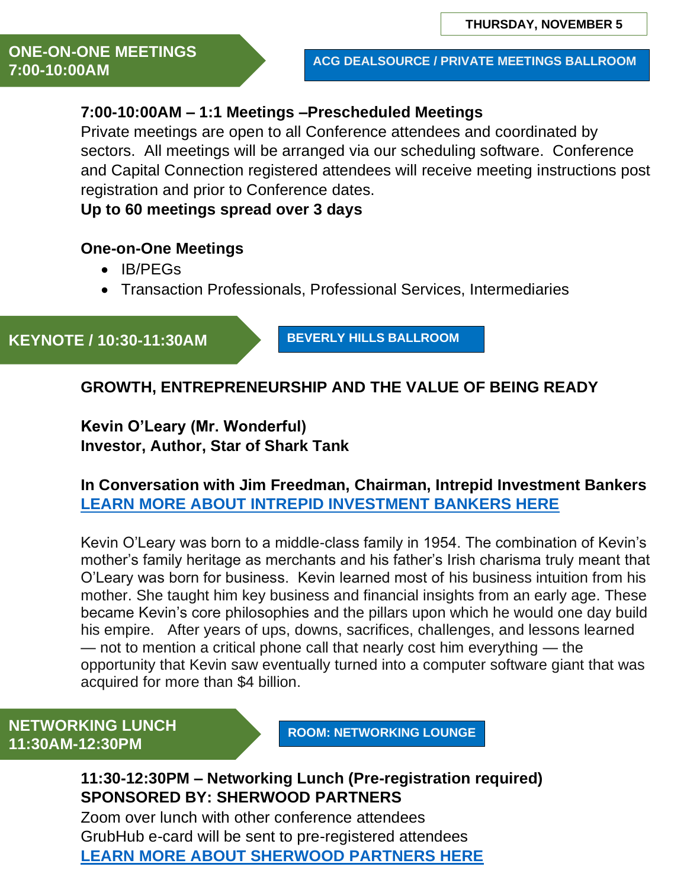**THURSDAY, NOVEMBER 5**

## ONE-ON-ONE MEETINGS 7:00-10:00AM

**ACG DEALSOURCE / PRIVATE MEETINGS BALLROOM**

**7:00-10:00AM – 1:1 Meetings –Prescheduled Meetings**

Private meetings are open to all Conference attendees and coordinated by sectors. All meetings will be arranged via our scheduling software. Conference and Capital Connection registered attendees will receive meeting instructions post registration and prior to Conference dates.

**Up to 60 meetings spread over 3 days**

**One-on-One Meetings**

- IB/PEGs
- Transaction Professionals, Professional Services, Intermediaries

## KEYNOTE / 10:30-11:30AM

**BEVERLY HILLS BALLROOM**

**GROWTH, ENTREPRENEURSHIP AND THE VALUE OF BEING READY**

**Kevin O'Leary (Mr. Wonderful)**
**Investor, Author, Star of Shark Tank**

**In Conversation with Jim Freedman, Chairman, Intrepid Investment Bankers**
**LEARN MORE ABOUT INTREPID INVESTMENT BANKERS HERE**

Kevin O'Leary was born to a middle-class family in 1954. The combination of Kevin's mother's family heritage as merchants and his father's Irish charisma truly meant that O'Leary was born for business. Kevin learned most of his business intuition from his mother. She taught him key business and financial insights from an early age. These became Kevin's core philosophies and the pillars upon which he would one day build his empire. After years of ups, downs, sacrifices, challenges, and lessons learned — not to mention a critical phone call that nearly cost him everything — the opportunity that Kevin saw eventually turned into a computer software giant that was acquired for more than $4 billion.

## NETWORKING LUNCH 11:30AM-12:30PM

**ROOM: NETWORKING LOUNGE**

**11:30-12:30PM – Networking Lunch (Pre-registration required)**
**SPONSORED BY: SHERWOOD PARTNERS**

Zoom over lunch with other conference attendees
GrubHub e-card will be sent to pre-registered attendees
**LEARN MORE ABOUT SHERWOOD PARTNERS HERE**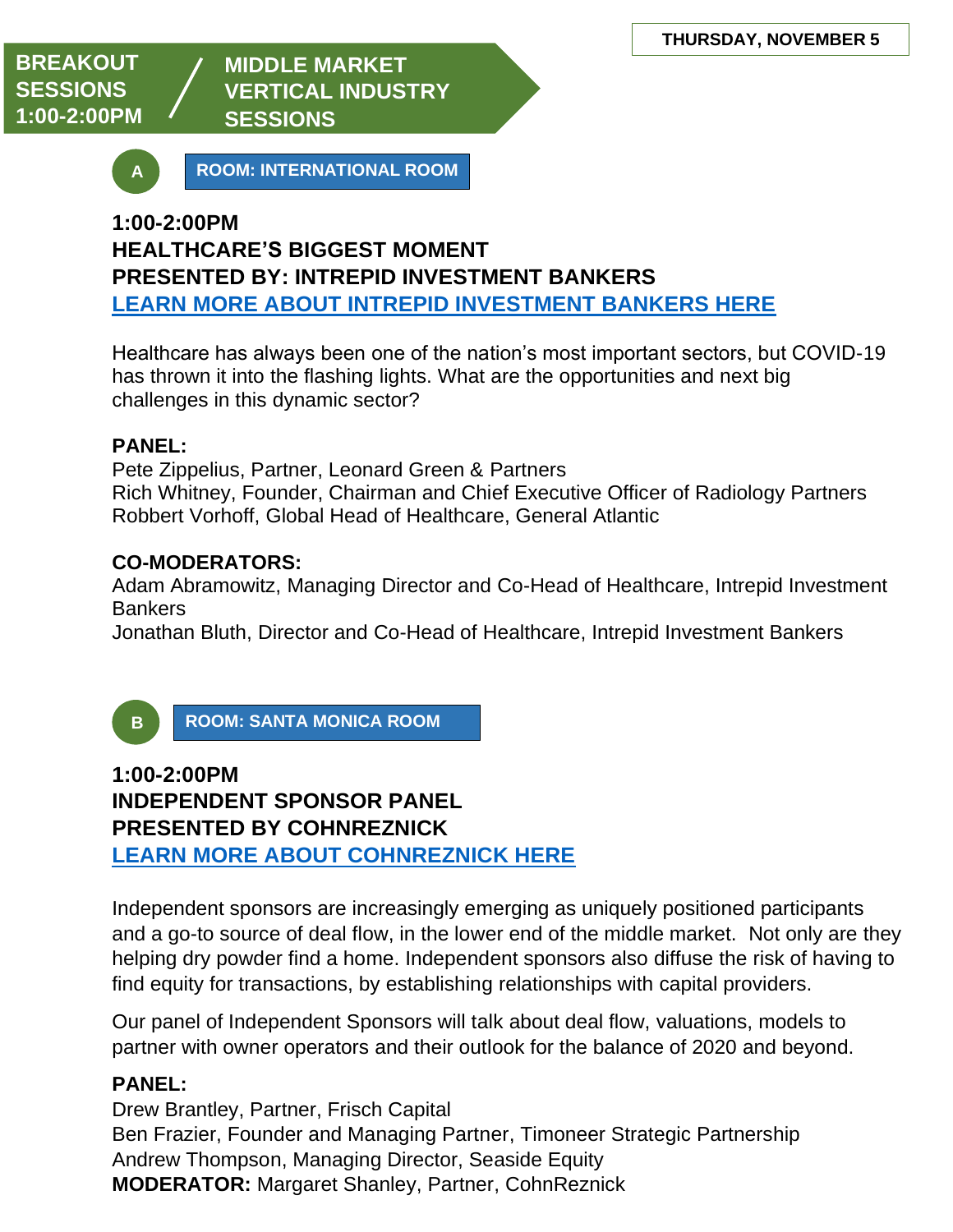THURSDAY, NOVEMBER 5

# BREAKOUT SESSIONS 1:00-2:00PM / MIDDLE MARKET VERTICAL INDUSTRY SESSIONS

## A — ROOM: INTERNATIONAL ROOM

**1:00-2:00PM**
**HEALTHCARE'S BIGGEST MOMENT**
**PRESENTED BY: INTREPID INVESTMENT BANKERS**
**LEARN MORE ABOUT INTREPID INVESTMENT BANKERS HERE**

Healthcare has always been one of the nation's most important sectors, but COVID-19 has thrown it into the flashing lights. What are the opportunities and next big challenges in this dynamic sector?

**PANEL:**
Pete Zippelius, Partner, Leonard Green & Partners
Rich Whitney, Founder, Chairman and Chief Executive Officer of Radiology Partners
Robbert Vorhoff, Global Head of Healthcare, General Atlantic

**CO-MODERATORS:**
Adam Abramowitz, Managing Director and Co-Head of Healthcare, Intrepid Investment Bankers
Jonathan Bluth, Director and Co-Head of Healthcare, Intrepid Investment Bankers

## B — ROOM: SANTA MONICA ROOM

**1:00-2:00PM**
**INDEPENDENT SPONSOR PANEL**
**PRESENTED BY COHNREZNICK**
**LEARN MORE ABOUT COHNREZNICK HERE**

Independent sponsors are increasingly emerging as uniquely positioned participants and a go-to source of deal flow, in the lower end of the middle market. Not only are they helping dry powder find a home. Independent sponsors also diffuse the risk of having to find equity for transactions, by establishing relationships with capital providers.

Our panel of Independent Sponsors will talk about deal flow, valuations, models to partner with owner operators and their outlook for the balance of 2020 and beyond.

**PANEL:**
Drew Brantley, Partner, Frisch Capital
Ben Frazier, Founder and Managing Partner, Timoneer Strategic Partnership
Andrew Thompson, Managing Director, Seaside Equity
**MODERATOR:** Margaret Shanley, Partner, CohnReznick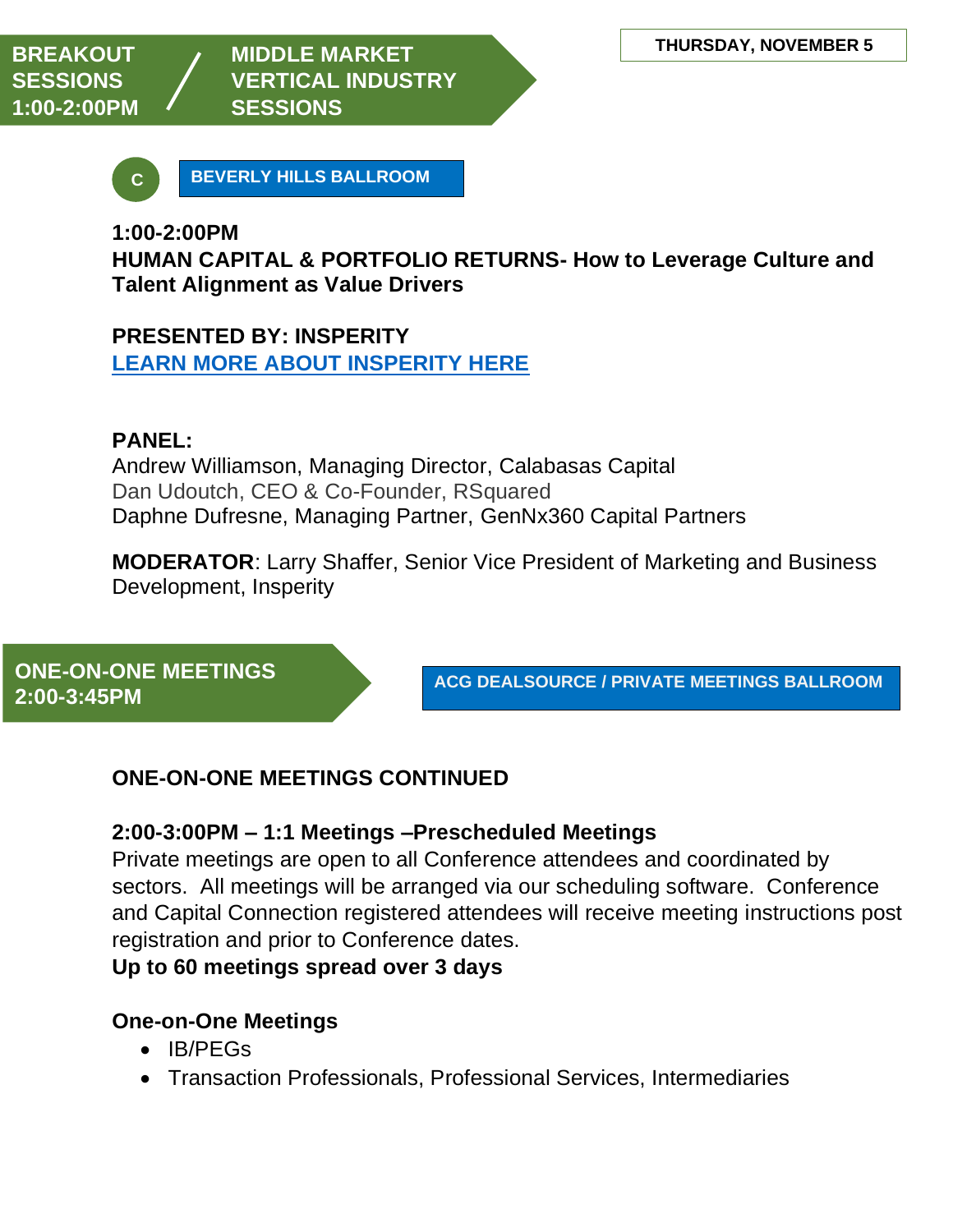**BREAKOUT SESSIONS 1:00-2:00PM / MIDDLE MARKET VERTICAL INDUSTRY SESSIONS**

**THURSDAY, NOVEMBER 5**

**C** **BEVERLY HILLS BALLROOM**

**1:00-2:00PM**
**HUMAN CAPITAL & PORTFOLIO RETURNS- How to Leverage Culture and Talent Alignment as Value Drivers**

**PRESENTED BY: INSPERITY**
**LEARN MORE ABOUT INSPERITY HERE**

**PANEL:**
Andrew Williamson, Managing Director, Calabasas Capital
Dan Udoutch, CEO & Co-Founder, RSquared
Daphne Dufresne, Managing Partner, GenNx360 Capital Partners

**MODERATOR**: Larry Shaffer, Senior Vice President of Marketing and Business Development, Insperity

**ONE-ON-ONE MEETINGS 2:00-3:45PM**

**ACG DEALSOURCE / PRIVATE MEETINGS BALLROOM**

**ONE-ON-ONE MEETINGS CONTINUED**

**2:00-3:00PM – 1:1 Meetings –Prescheduled Meetings**
Private meetings are open to all Conference attendees and coordinated by sectors. All meetings will be arranged via our scheduling software. Conference and Capital Connection registered attendees will receive meeting instructions post registration and prior to Conference dates.
**Up to 60 meetings spread over 3 days**

**One-on-One Meetings**
- IB/PEGs
- Transaction Professionals, Professional Services, Intermediaries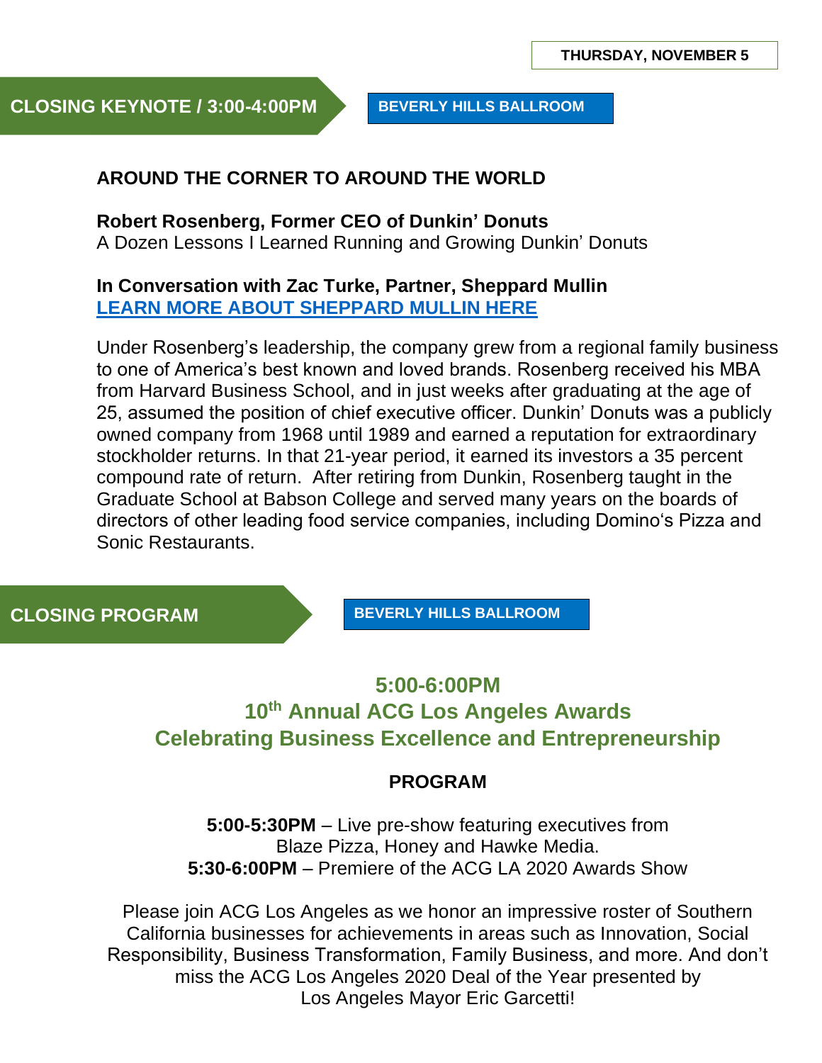**THURSDAY, NOVEMBER 5**

## CLOSING KEYNOTE / 3:00-4:00PM

**BEVERLY HILLS BALLROOM**

### AROUND THE CORNER TO AROUND THE WORLD

**Robert Rosenberg, Former CEO of Dunkin' Donuts**
A Dozen Lessons I Learned Running and Growing Dunkin' Donuts

**In Conversation with Zac Turke, Partner, Sheppard Mullin**
**LEARN MORE ABOUT SHEPPARD MULLIN HERE**

Under Rosenberg's leadership, the company grew from a regional family business to one of America's best known and loved brands. Rosenberg received his MBA from Harvard Business School, and in just weeks after graduating at the age of 25, assumed the position of chief executive officer. Dunkin' Donuts was a publicly owned company from 1968 until 1989 and earned a reputation for extraordinary stockholder returns. In that 21-year period, it earned its investors a 35 percent compound rate of return. After retiring from Dunkin, Rosenberg taught in the Graduate School at Babson College and served many years on the boards of directors of other leading food service companies, including Domino's Pizza and Sonic Restaurants.

## CLOSING PROGRAM

**BEVERLY HILLS BALLROOM**

### 5:00-6:00PM
### 10th Annual ACG Los Angeles Awards
### Celebrating Business Excellence and Entrepreneurship

**PROGRAM**

**5:00-5:30PM** – Live pre-show featuring executives from Blaze Pizza, Honey and Hawke Media.
**5:30-6:00PM** – Premiere of the ACG LA 2020 Awards Show

Please join ACG Los Angeles as we honor an impressive roster of Southern California businesses for achievements in areas such as Innovation, Social Responsibility, Business Transformation, Family Business, and more. And don't miss the ACG Los Angeles 2020 Deal of the Year presented by Los Angeles Mayor Eric Garcetti!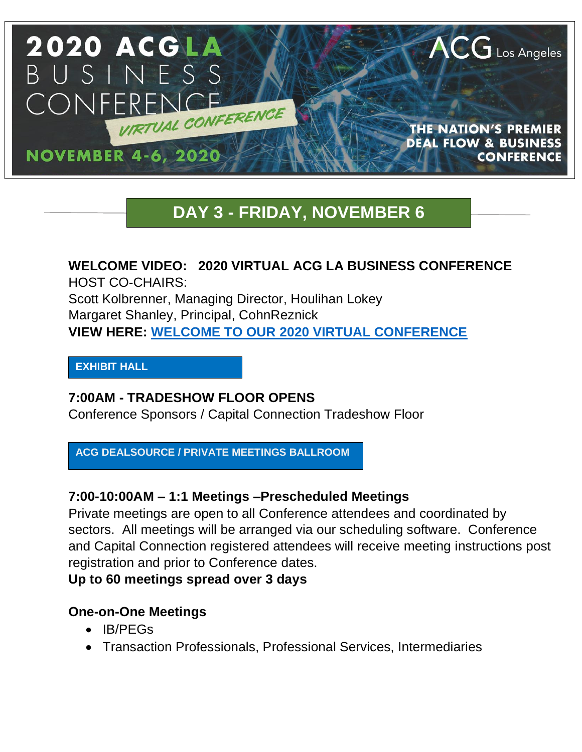2020 ACG LA BUSINESS CONFERENCE

VIRTUAL CONFERENCE

NOVEMBER 4-6, 2020

ACG Los Angeles

THE NATION'S PREMIER DEAL FLOW & BUSINESS CONFERENCE

## DAY 3 - FRIDAY, NOVEMBER 6

**WELCOME VIDEO: 2020 VIRTUAL ACG LA BUSINESS CONFERENCE**
HOST CO-CHAIRS:
Scott Kolbrenner, Managing Director, Houlihan Lokey
Margaret Shanley, Principal, CohnReznick
**VIEW HERE: WELCOME TO OUR 2020 VIRTUAL CONFERENCE**

**EXHIBIT HALL**

**7:00AM - TRADESHOW FLOOR OPENS**
Conference Sponsors / Capital Connection Tradeshow Floor

**ACG DEALSOURCE / PRIVATE MEETINGS BALLROOM**

**7:00-10:00AM – 1:1 Meetings –Prescheduled Meetings**
Private meetings are open to all Conference attendees and coordinated by sectors. All meetings will be arranged via our scheduling software. Conference and Capital Connection registered attendees will receive meeting instructions post registration and prior to Conference dates.
**Up to 60 meetings spread over 3 days**

**One-on-One Meetings**
- IB/PEGs
- Transaction Professionals, Professional Services, Intermediaries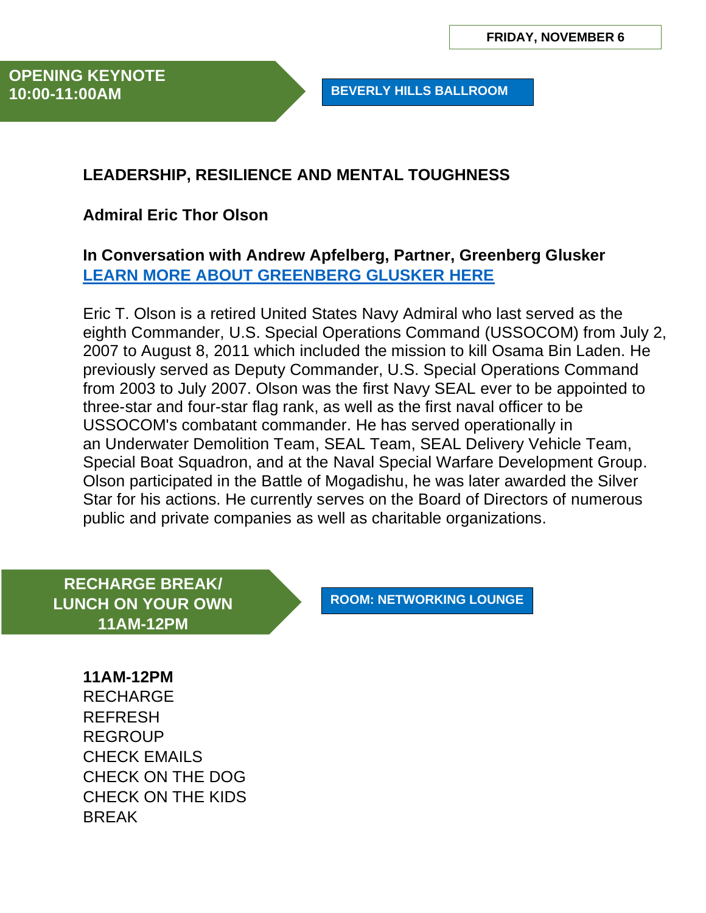**FRIDAY, NOVEMBER 6**

## OPENING KEYNOTE
## 10:00-11:00AM

**BEVERLY HILLS BALLROOM**

### LEADERSHIP, RESILIENCE AND MENTAL TOUGHNESS

**Admiral Eric Thor Olson**

**In Conversation with Andrew Apfelberg, Partner, Greenberg Glusker**
**LEARN MORE ABOUT GREENBERG GLUSKER HERE**

Eric T. Olson is a retired United States Navy Admiral who last served as the eighth Commander, U.S. Special Operations Command (USSOCOM) from July 2, 2007 to August 8, 2011 which included the mission to kill Osama Bin Laden. He previously served as Deputy Commander, U.S. Special Operations Command from 2003 to July 2007. Olson was the first Navy SEAL ever to be appointed to three-star and four-star flag rank, as well as the first naval officer to be USSOCOM's combatant commander. He has served operationally in an Underwater Demolition Team, SEAL Team, SEAL Delivery Vehicle Team, Special Boat Squadron, and at the Naval Special Warfare Development Group. Olson participated in the Battle of Mogadishu, he was later awarded the Silver Star for his actions. He currently serves on the Board of Directors of numerous public and private companies as well as charitable organizations.

## RECHARGE BREAK/ LUNCH ON YOUR OWN
## 11AM-12PM

**ROOM: NETWORKING LOUNGE**

**11AM-12PM**
RECHARGE
REFRESH
REGROUP
CHECK EMAILS
CHECK ON THE DOG
CHECK ON THE KIDS
BREAK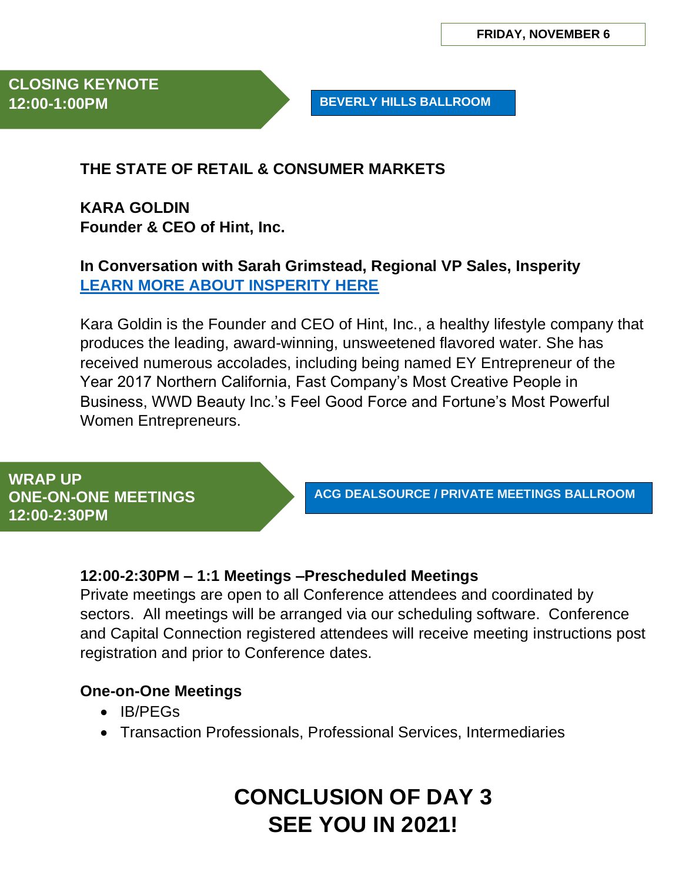**FRIDAY, NOVEMBER 6**

## CLOSING KEYNOTE
## 12:00-1:00PM

**BEVERLY HILLS BALLROOM**

### THE STATE OF RETAIL & CONSUMER MARKETS

**KARA GOLDIN**
**Founder & CEO of Hint, Inc.**

**In Conversation with Sarah Grimstead, Regional VP Sales, Insperity**
**LEARN MORE ABOUT INSPERITY HERE**

Kara Goldin is the Founder and CEO of Hint, Inc., a healthy lifestyle company that produces the leading, award-winning, unsweetened flavored water. She has received numerous accolades, including being named EY Entrepreneur of the Year 2017 Northern California, Fast Company's Most Creative People in Business, WWD Beauty Inc.'s Feel Good Force and Fortune's Most Powerful Women Entrepreneurs.

## WRAP UP
## ONE-ON-ONE MEETINGS
## 12:00-2:30PM

**ACG DEALSOURCE / PRIVATE MEETINGS BALLROOM**

**12:00-2:30PM – 1:1 Meetings –Prescheduled Meetings**
Private meetings are open to all Conference attendees and coordinated by sectors. All meetings will be arranged via our scheduling software. Conference and Capital Connection registered attendees will receive meeting instructions post registration and prior to Conference dates.

**One-on-One Meetings**

- IB/PEGs
- Transaction Professionals, Professional Services, Intermediaries

# CONCLUSION OF DAY 3
# SEE YOU IN 2021!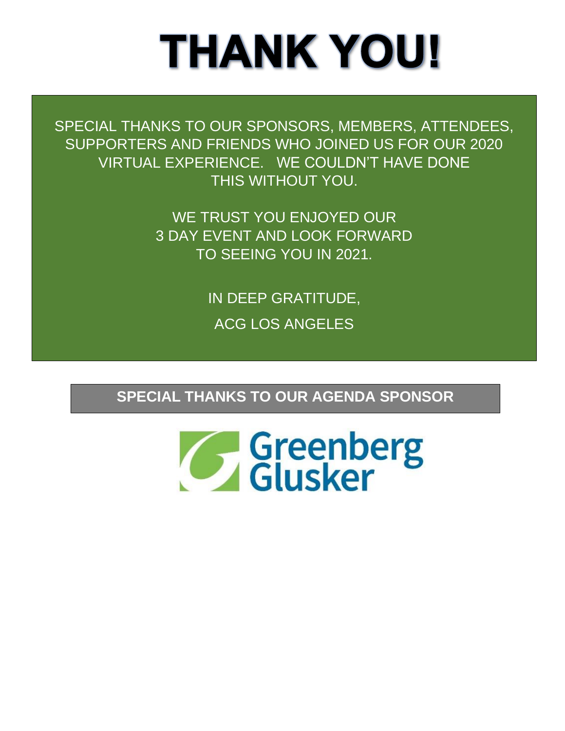# THANK YOU!

SPECIAL THANKS TO OUR SPONSORS, MEMBERS, ATTENDEES, SUPPORTERS AND FRIENDS WHO JOINED US FOR OUR 2020 VIRTUAL EXPERIENCE. WE COULDN'T HAVE DONE THIS WITHOUT YOU.

WE TRUST YOU ENJOYED OUR 3 DAY EVENT AND LOOK FORWARD TO SEEING YOU IN 2021.

IN DEEP GRATITUDE,

ACG LOS ANGELES

**SPECIAL THANKS TO OUR AGENDA SPONSOR**

Greenberg Glusker